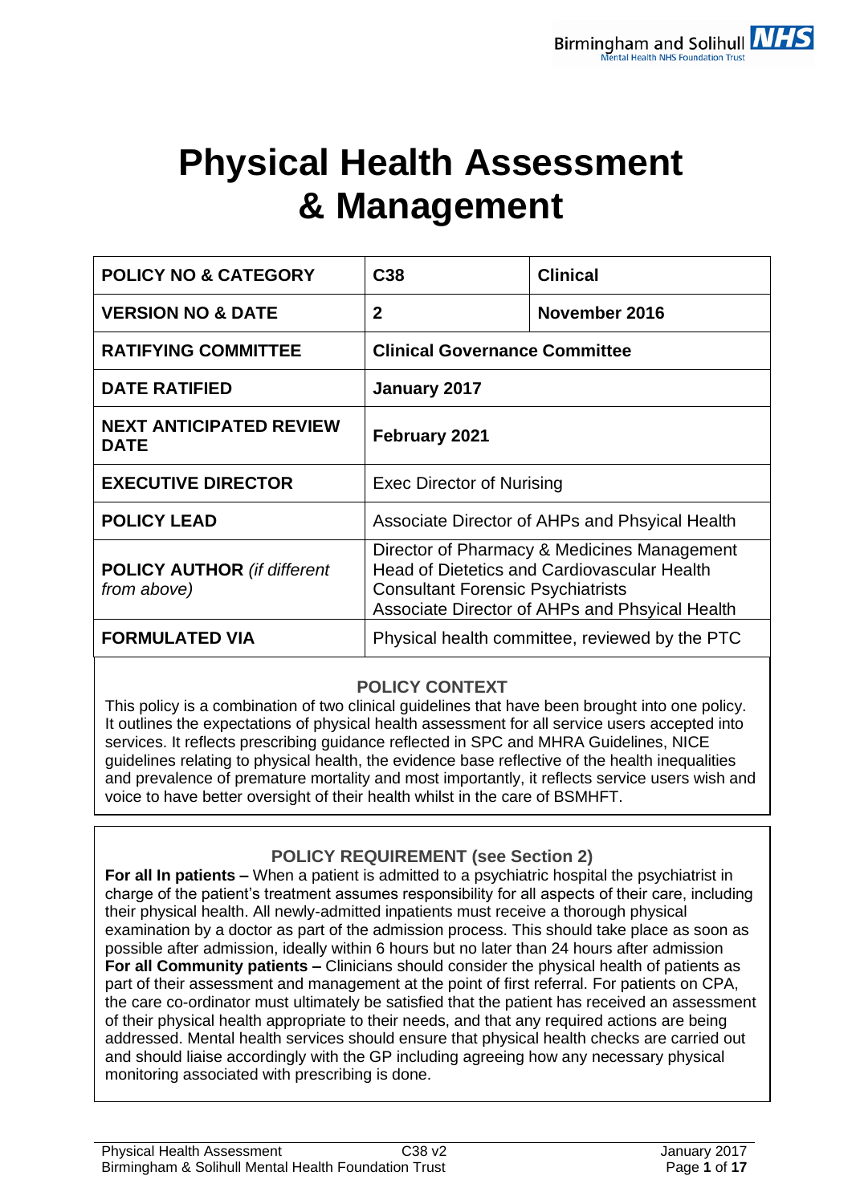# Physical Health Assessment & Management

| | | |
|---|---|---|
| **POLICY NO & CATEGORY** | **C38** | **Clinical** |
| **VERSION NO & DATE** | **2** | **November 2016** |
| **RATIFYING COMMITTEE** | **Clinical Governance Committee** | |
| **DATE RATIFIED** | **January 2017** | |
| **NEXT ANTICIPATED REVIEW DATE** | **February 2021** | |
| **EXECUTIVE DIRECTOR** | Exec Director of Nurising | |
| **POLICY LEAD** | Associate Director of AHPs and Phsyical Health | |
| **POLICY AUTHOR** *(if different from above)* | Director of Pharmacy & Medicines Management<br>Head of Dietetics and Cardiovascular Health<br>Consultant Forensic Psychiatrists<br>Associate Director of AHPs and Phsyical Health | |
| **FORMULATED VIA** | Physical health committee, reviewed by the PTC | |

## POLICY CONTEXT

This policy is a combination of two clinical guidelines that have been brought into one policy. It outlines the expectations of physical health assessment for all service users accepted into services. It reflects prescribing guidance reflected in SPC and MHRA Guidelines, NICE guidelines relating to physical health, the evidence base reflective of the health inequalities and prevalence of premature mortality and most importantly, it reflects service users wish and voice to have better oversight of their health whilst in the care of BSMHFT.

## POLICY REQUIREMENT (see Section 2)

**For all In patients –** When a patient is admitted to a psychiatric hospital the psychiatrist in charge of the patient's treatment assumes responsibility for all aspects of their care, including their physical health. All newly-admitted inpatients must receive a thorough physical examination by a doctor as part of the admission process. This should take place as soon as possible after admission, ideally within 6 hours but no later than 24 hours after admission

**For all Community patients –** Clinicians should consider the physical health of patients as part of their assessment and management at the point of first referral. For patients on CPA, the care co-ordinator must ultimately be satisfied that the patient has received an assessment of their physical health appropriate to their needs, and that any required actions are being addressed. Mental health services should ensure that physical health checks are carried out and should liaise accordingly with the GP including agreeing how any necessary physical monitoring associated with prescribing is done.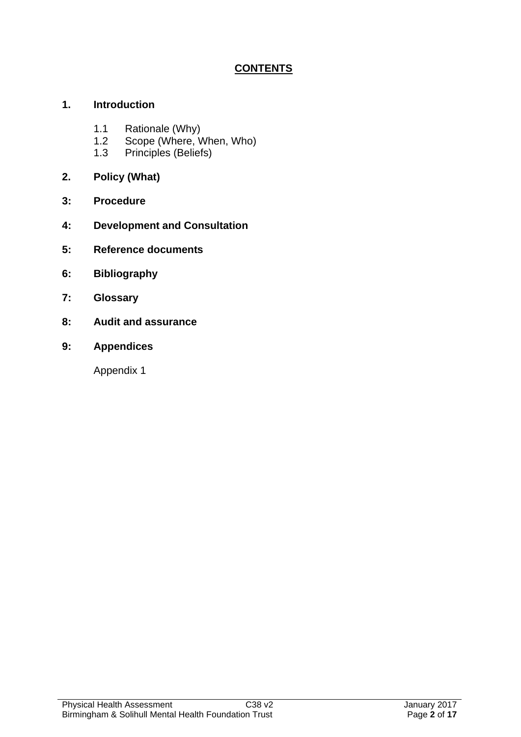# CONTENTS

**1. Introduction**

- 1.1 Rationale (Why)
- 1.2 Scope (Where, When, Who)
- 1.3 Principles (Beliefs)

**2. Policy (What)**

**3: Procedure**

**4: Development and Consultation**

**5: Reference documents**

**6: Bibliography**

**7: Glossary**

**8: Audit and assurance**

**9: Appendices**

Appendix 1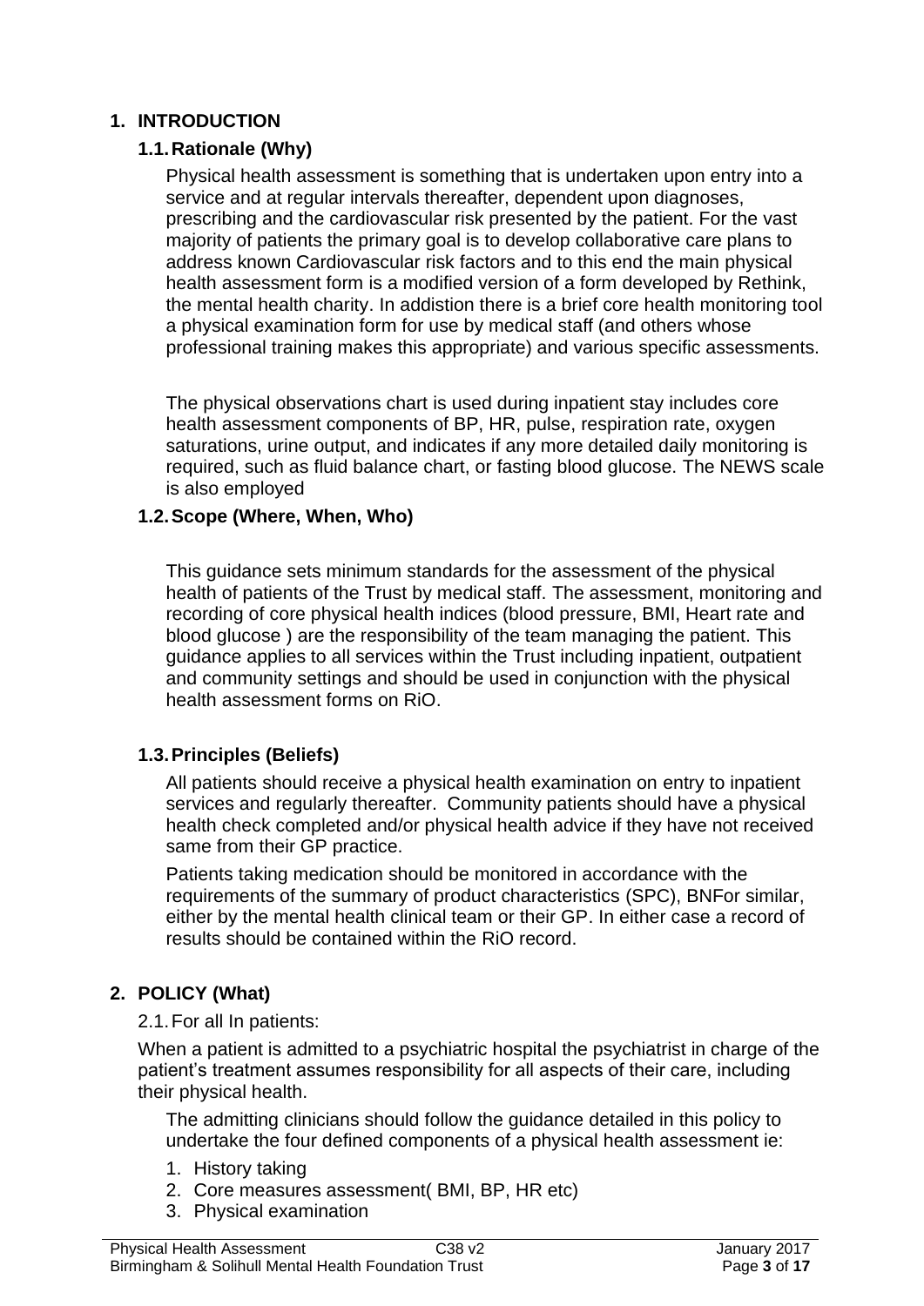## 1. INTRODUCTION

### 1.1. Rationale (Why)

Physical health assessment is something that is undertaken upon entry into a service and at regular intervals thereafter, dependent upon diagnoses, prescribing and the cardiovascular risk presented by the patient. For the vast majority of patients the primary goal is to develop collaborative care plans to address known Cardiovascular risk factors and to this end the main physical health assessment form is a modified version of a form developed by Rethink, the mental health charity. In addistion there is a brief core health monitoring tool a physical examination form for use by medical staff (and others whose professional training makes this appropriate) and various specific assessments.

The physical observations chart is used during inpatient stay includes core health assessment components of BP, HR, pulse, respiration rate, oxygen saturations, urine output, and indicates if any more detailed daily monitoring is required, such as fluid balance chart, or fasting blood glucose. The NEWS scale is also employed

### 1.2. Scope (Where, When, Who)

This guidance sets minimum standards for the assessment of the physical health of patients of the Trust by medical staff. The assessment, monitoring and recording of core physical health indices (blood pressure, BMI, Heart rate and blood glucose ) are the responsibility of the team managing the patient. This guidance applies to all services within the Trust including inpatient, outpatient and community settings and should be used in conjunction with the physical health assessment forms on RiO.

### 1.3. Principles (Beliefs)

All patients should receive a physical health examination on entry to inpatient services and regularly thereafter. Community patients should have a physical health check completed and/or physical health advice if they have not received same from their GP practice.

Patients taking medication should be monitored in accordance with the requirements of the summary of product characteristics (SPC), BNFor similar, either by the mental health clinical team or their GP. In either case a record of results should be contained within the RiO record.

## 2. POLICY (What)

2.1. For all In patients:

When a patient is admitted to a psychiatric hospital the psychiatrist in charge of the patient's treatment assumes responsibility for all aspects of their care, including their physical health.

The admitting clinicians should follow the guidance detailed in this policy to undertake the four defined components of a physical health assessment ie:

1. History taking
2. Core measures assessment( BMI, BP, HR etc)
3. Physical examination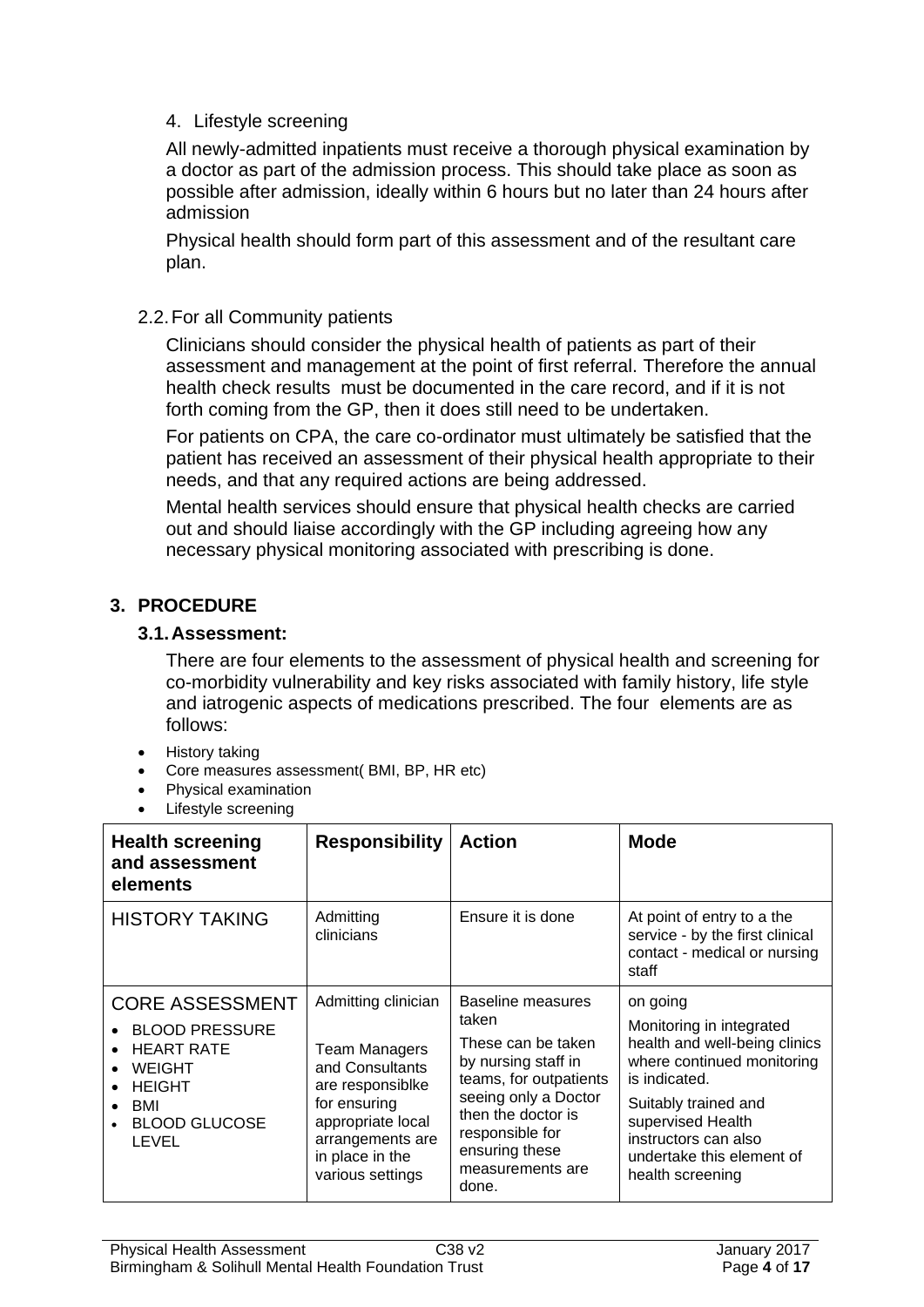4. Lifestyle screening

All newly-admitted inpatients must receive a thorough physical examination by a doctor as part of the admission process. This should take place as soon as possible after admission, ideally within 6 hours but no later than 24 hours after admission

Physical health should form part of this assessment and of the resultant care plan.

2.2. For all Community patients

Clinicians should consider the physical health of patients as part of their assessment and management at the point of first referral. Therefore the annual health check results must be documented in the care record, and if it is not forth coming from the GP, then it does still need to be undertaken.

For patients on CPA, the care co-ordinator must ultimately be satisfied that the patient has received an assessment of their physical health appropriate to their needs, and that any required actions are being addressed.

Mental health services should ensure that physical health checks are carried out and should liaise accordingly with the GP including agreeing how any necessary physical monitoring associated with prescribing is done.

## 3. PROCEDURE

### 3.1. Assessment:

There are four elements to the assessment of physical health and screening for co-morbidity vulnerability and key risks associated with family history, life style and iatrogenic aspects of medications prescribed. The four elements are as follows:

- History taking
- Core measures assessment( BMI, BP, HR etc)
- Physical examination
- Lifestyle screening

| **Health screening and assessment elements** | **Responsibility** | **Action** | **Mode** |
|---|---|---|---|
| HISTORY TAKING | Admitting clinicians | Ensure it is done | At point of entry to a the service - by the first clinical contact - medical or nursing staff |
| CORE ASSESSMENT<br>• BLOOD PRESSURE<br>• HEART RATE<br>• WEIGHT<br>• HEIGHT<br>• BMI<br>• BLOOD GLUCOSE LEVEL | Admitting clinician<br><br>Team Managers and Consultants are responsiblke for ensuring appropriate local arrangements are in place in the various settings | Baseline measures taken<br><br>These can be taken by nursing staff in teams, for outpatients seeing only a Doctor then the doctor is responsible for ensuring these measurements are done. | on going<br><br>Monitoring in integrated health and well-being clinics where continued monitoring is indicated.<br><br>Suitably trained and supervised Health instructors can also undertake this element of health screening |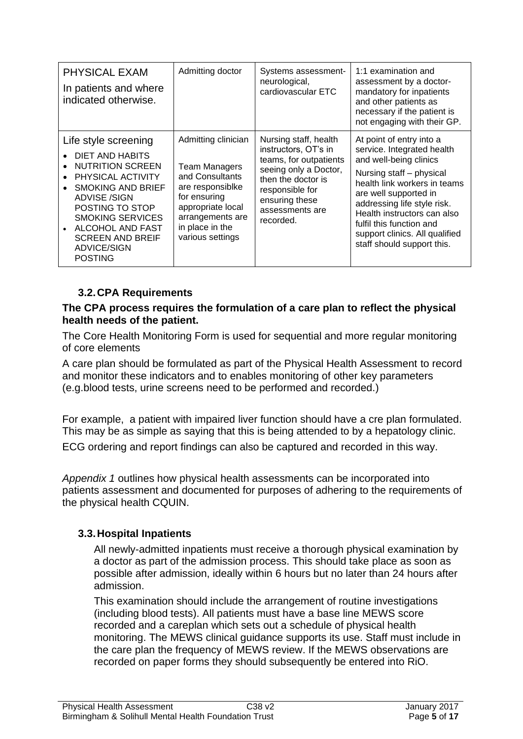| PHYSICAL EXAM<br>In patients and where indicated otherwise. | Admitting doctor | Systems assessment- neurological, cardiovascular ETC | 1:1 examination and assessment by a doctor- mandatory for inpatients and other patients as necessary if the patient is not engaging with their GP. |
|---|---|---|---|
| Life style screening<br>• DIET AND HABITS<br>• NUTRITION SCREEN<br>• PHYSICAL ACTIVITY<br>• SMOKING AND BRIEF ADVISE /SIGN POSTING TO STOP SMOKING SERVICES<br>• ALCOHOL AND FAST SCREEN AND BREIF ADVICE/SIGN POSTING | Admitting clinician<br><br>Team Managers and Consultants are responsiblke for ensuring appropriate local arrangements are in place in the various settings | Nursing staff, health instructors, OT's in teams, for outpatients seeing only a Doctor, then the doctor is responsible for ensuring these assessments are recorded. | At point of entry into a service. Integrated health and well-being clinics<br><br>Nursing staff – physical health link workers in teams are well supported in addressing life style risk. Health instructors can also fulfil this function and support clinics. All qualified staff should support this. |

### 3.2. CPA Requirements

**The CPA process requires the formulation of a care plan to reflect the physical health needs of the patient.**

The Core Health Monitoring Form is used for sequential and more regular monitoring of core elements

A care plan should be formulated as part of the Physical Health Assessment to record and monitor these indicators and to enables monitoring of other key parameters (e.g.blood tests, urine screens need to be performed and recorded.)

For example, a patient with impaired liver function should have a cre plan formulated. This may be as simple as saying that this is being attended to by a hepatology clinic.

ECG ordering and report findings can also be captured and recorded in this way.

*Appendix 1* outlines how physical health assessments can be incorporated into patients assessment and documented for purposes of adhering to the requirements of the physical health CQUIN.

### 3.3. Hospital Inpatients

All newly-admitted inpatients must receive a thorough physical examination by a doctor as part of the admission process. This should take place as soon as possible after admission, ideally within 6 hours but no later than 24 hours after admission.

This examination should include the arrangement of routine investigations (including blood tests). All patients must have a base line MEWS score recorded and a careplan which sets out a schedule of physical health monitoring. The MEWS clinical guidance supports its use. Staff must include in the care plan the frequency of MEWS review. If the MEWS observations are recorded on paper forms they should subsequently be entered into RiO.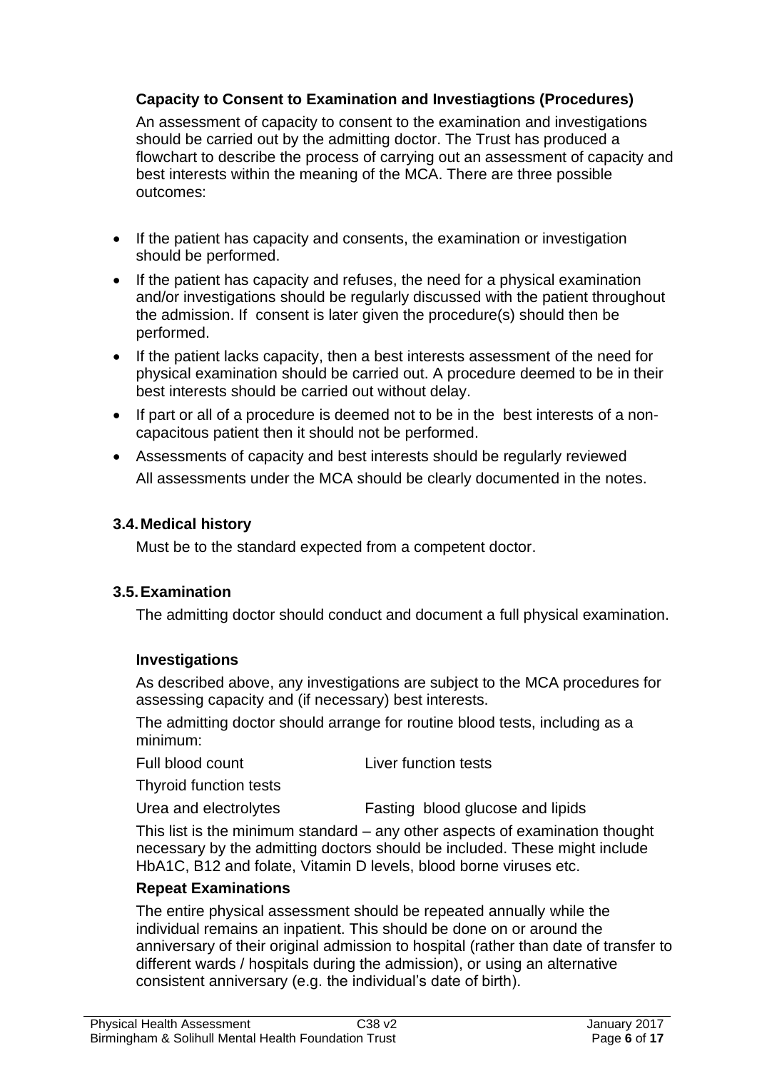### Capacity to Consent to Examination and Investiagtions (Procedures)

An assessment of capacity to consent to the examination and investigations should be carried out by the admitting doctor. The Trust has produced a flowchart to describe the process of carrying out an assessment of capacity and best interests within the meaning of the MCA. There are three possible outcomes:

- If the patient has capacity and consents, the examination or investigation should be performed.
- If the patient has capacity and refuses, the need for a physical examination and/or investigations should be regularly discussed with the patient throughout the admission. If consent is later given the procedure(s) should then be performed.
- If the patient lacks capacity, then a best interests assessment of the need for physical examination should be carried out. A procedure deemed to be in their best interests should be carried out without delay.
- If part or all of a procedure is deemed not to be in the best interests of a non-capacitous patient then it should not be performed.
- Assessments of capacity and best interests should be regularly reviewed

All assessments under the MCA should be clearly documented in the notes.

### 3.4. Medical history

Must be to the standard expected from a competent doctor.

### 3.5. Examination

The admitting doctor should conduct and document a full physical examination.

### Investigations

As described above, any investigations are subject to the MCA procedures for assessing capacity and (if necessary) best interests.

The admitting doctor should arrange for routine blood tests, including as a minimum:

Full blood count — Liver function tests

Thyroid function tests

Urea and electrolytes — Fasting blood glucose and lipids

This list is the minimum standard – any other aspects of examination thought necessary by the admitting doctors should be included. These might include HbA1C, B12 and folate, Vitamin D levels, blood borne viruses etc.

### Repeat Examinations

The entire physical assessment should be repeated annually while the individual remains an inpatient. This should be done on or around the anniversary of their original admission to hospital (rather than date of transfer to different wards / hospitals during the admission), or using an alternative consistent anniversary (e.g. the individual's date of birth).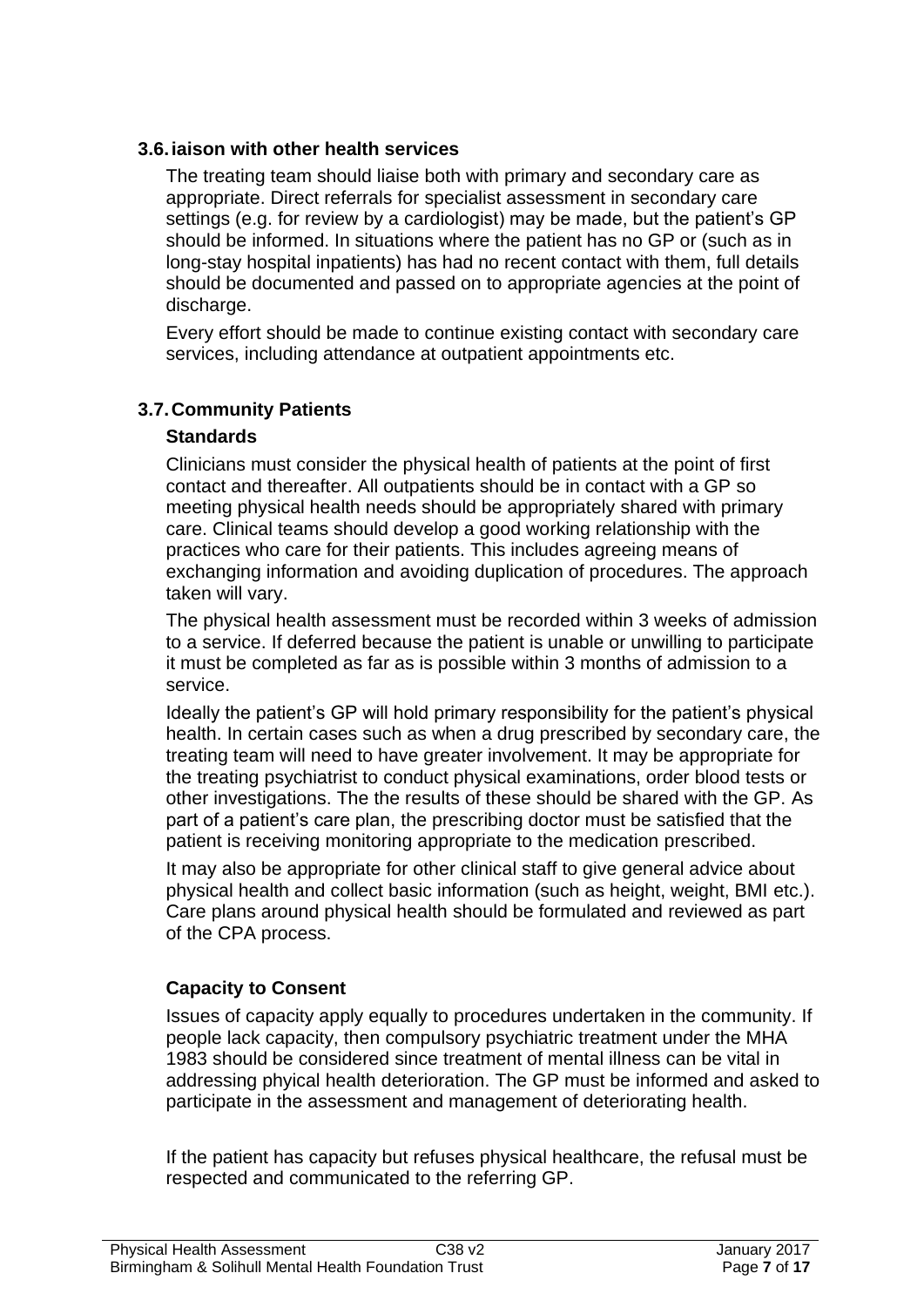### 3.6. iaison with other health services

The treating team should liaise both with primary and secondary care as appropriate. Direct referrals for specialist assessment in secondary care settings (e.g. for review by a cardiologist) may be made, but the patient's GP should be informed. In situations where the patient has no GP or (such as in long-stay hospital inpatients) has had no recent contact with them, full details should be documented and passed on to appropriate agencies at the point of discharge.

Every effort should be made to continue existing contact with secondary care services, including attendance at outpatient appointments etc.

### 3.7. Community Patients

#### Standards

Clinicians must consider the physical health of patients at the point of first contact and thereafter. All outpatients should be in contact with a GP so meeting physical health needs should be appropriately shared with primary care. Clinical teams should develop a good working relationship with the practices who care for their patients. This includes agreeing means of exchanging information and avoiding duplication of procedures. The approach taken will vary.

The physical health assessment must be recorded within 3 weeks of admission to a service. If deferred because the patient is unable or unwilling to participate it must be completed as far as is possible within 3 months of admission to a service.

Ideally the patient's GP will hold primary responsibility for the patient's physical health. In certain cases such as when a drug prescribed by secondary care, the treating team will need to have greater involvement. It may be appropriate for the treating psychiatrist to conduct physical examinations, order blood tests or other investigations. The the results of these should be shared with the GP. As part of a patient's care plan, the prescribing doctor must be satisfied that the patient is receiving monitoring appropriate to the medication prescribed.

It may also be appropriate for other clinical staff to give general advice about physical health and collect basic information (such as height, weight, BMI etc.). Care plans around physical health should be formulated and reviewed as part of the CPA process.

#### Capacity to Consent

Issues of capacity apply equally to procedures undertaken in the community. If people lack capacity, then compulsory psychiatric treatment under the MHA 1983 should be considered since treatment of mental illness can be vital in addressing phyical health deterioration. The GP must be informed and asked to participate in the assessment and management of deteriorating health.

If the patient has capacity but refuses physical healthcare, the refusal must be respected and communicated to the referring GP.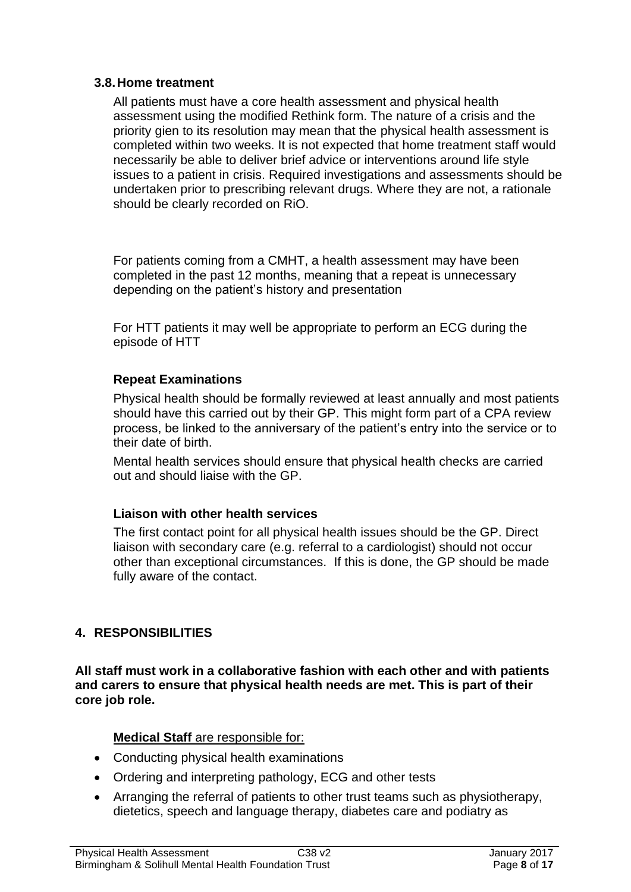### 3.8. Home treatment

All patients must have a core health assessment and physical health assessment using the modified Rethink form. The nature of a crisis and the priority gien to its resolution may mean that the physical health assessment is completed within two weeks. It is not expected that home treatment staff would necessarily be able to deliver brief advice or interventions around life style issues to a patient in crisis. Required investigations and assessments should be undertaken prior to prescribing relevant drugs. Where they are not, a rationale should be clearly recorded on RiO.

For patients coming from a CMHT, a health assessment may have been completed in the past 12 months, meaning that a repeat is unnecessary depending on the patient's history and presentation

For HTT patients it may well be appropriate to perform an ECG during the episode of HTT

#### Repeat Examinations

Physical health should be formally reviewed at least annually and most patients should have this carried out by their GP. This might form part of a CPA review process, be linked to the anniversary of the patient's entry into the service or to their date of birth.

Mental health services should ensure that physical health checks are carried out and should liaise with the GP.

#### Liaison with other health services

The first contact point for all physical health issues should be the GP. Direct liaison with secondary care (e.g. referral to a cardiologist) should not occur other than exceptional circumstances. If this is done, the GP should be made fully aware of the contact.

## 4. RESPONSIBILITIES

**All staff must work in a collaborative fashion with each other and with patients and carers to ensure that physical health needs are met. This is part of their core job role.**

**Medical Staff** are responsible for:

- Conducting physical health examinations
- Ordering and interpreting pathology, ECG and other tests
- Arranging the referral of patients to other trust teams such as physiotherapy, dietetics, speech and language therapy, diabetes care and podiatry as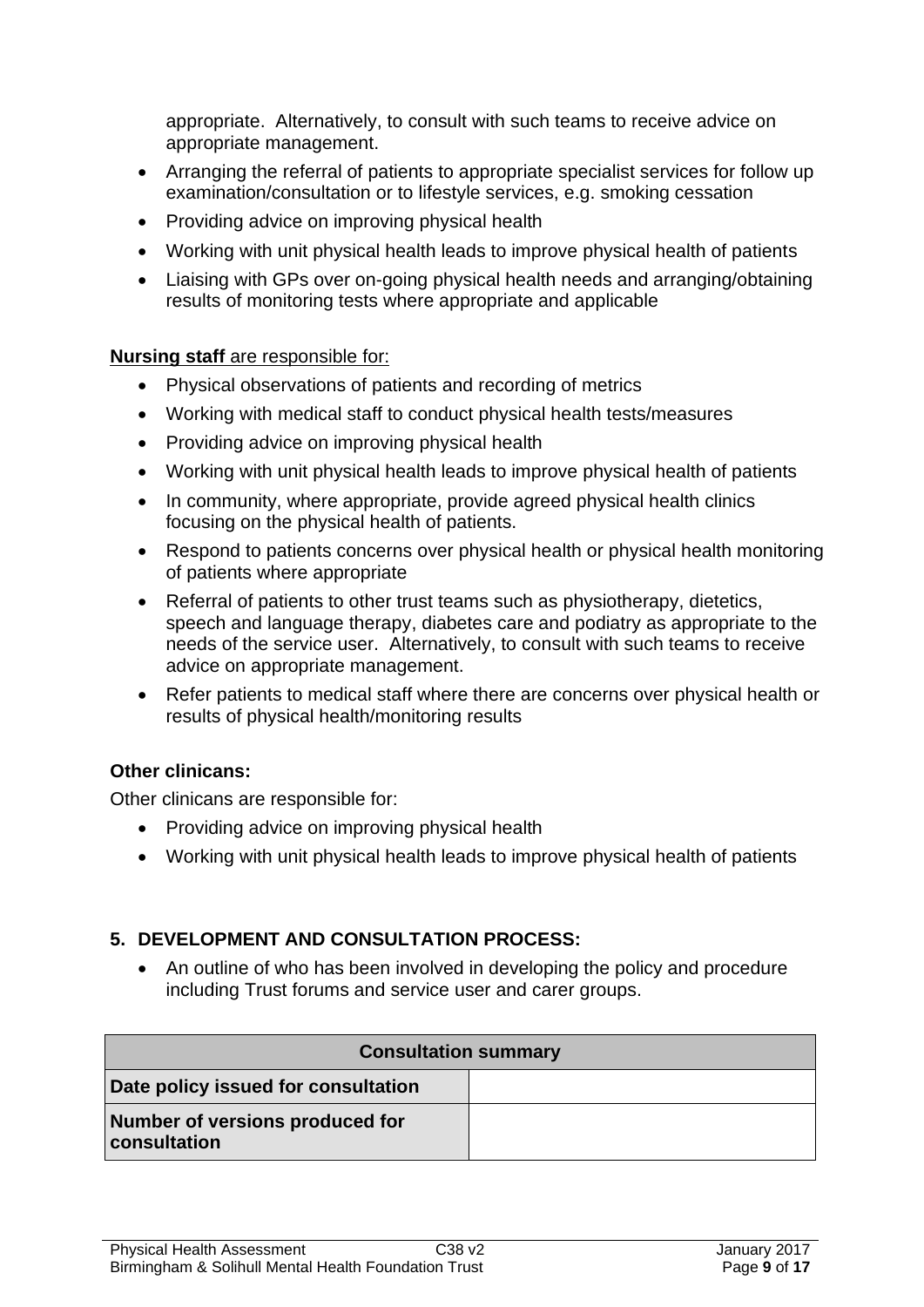appropriate. Alternatively, to consult with such teams to receive advice on appropriate management.

- Arranging the referral of patients to appropriate specialist services for follow up examination/consultation or to lifestyle services, e.g. smoking cessation
- Providing advice on improving physical health
- Working with unit physical health leads to improve physical health of patients
- Liaising with GPs over on-going physical health needs and arranging/obtaining results of monitoring tests where appropriate and applicable

**Nursing staff** are responsible for:

- Physical observations of patients and recording of metrics
- Working with medical staff to conduct physical health tests/measures
- Providing advice on improving physical health
- Working with unit physical health leads to improve physical health of patients
- In community, where appropriate, provide agreed physical health clinics focusing on the physical health of patients.
- Respond to patients concerns over physical health or physical health monitoring of patients where appropriate
- Referral of patients to other trust teams such as physiotherapy, dietetics, speech and language therapy, diabetes care and podiatry as appropriate to the needs of the service user. Alternatively, to consult with such teams to receive advice on appropriate management.
- Refer patients to medical staff where there are concerns over physical health or results of physical health/monitoring results

**Other clinicans:**

Other clinicans are responsible for:

- Providing advice on improving physical health
- Working with unit physical health leads to improve physical health of patients

## 5. DEVELOPMENT AND CONSULTATION PROCESS:

- An outline of who has been involved in developing the policy and procedure including Trust forums and service user and carer groups.

| Consultation summary | |
|---|---|
| **Date policy issued for consultation** | |
| **Number of versions produced for consultation** | |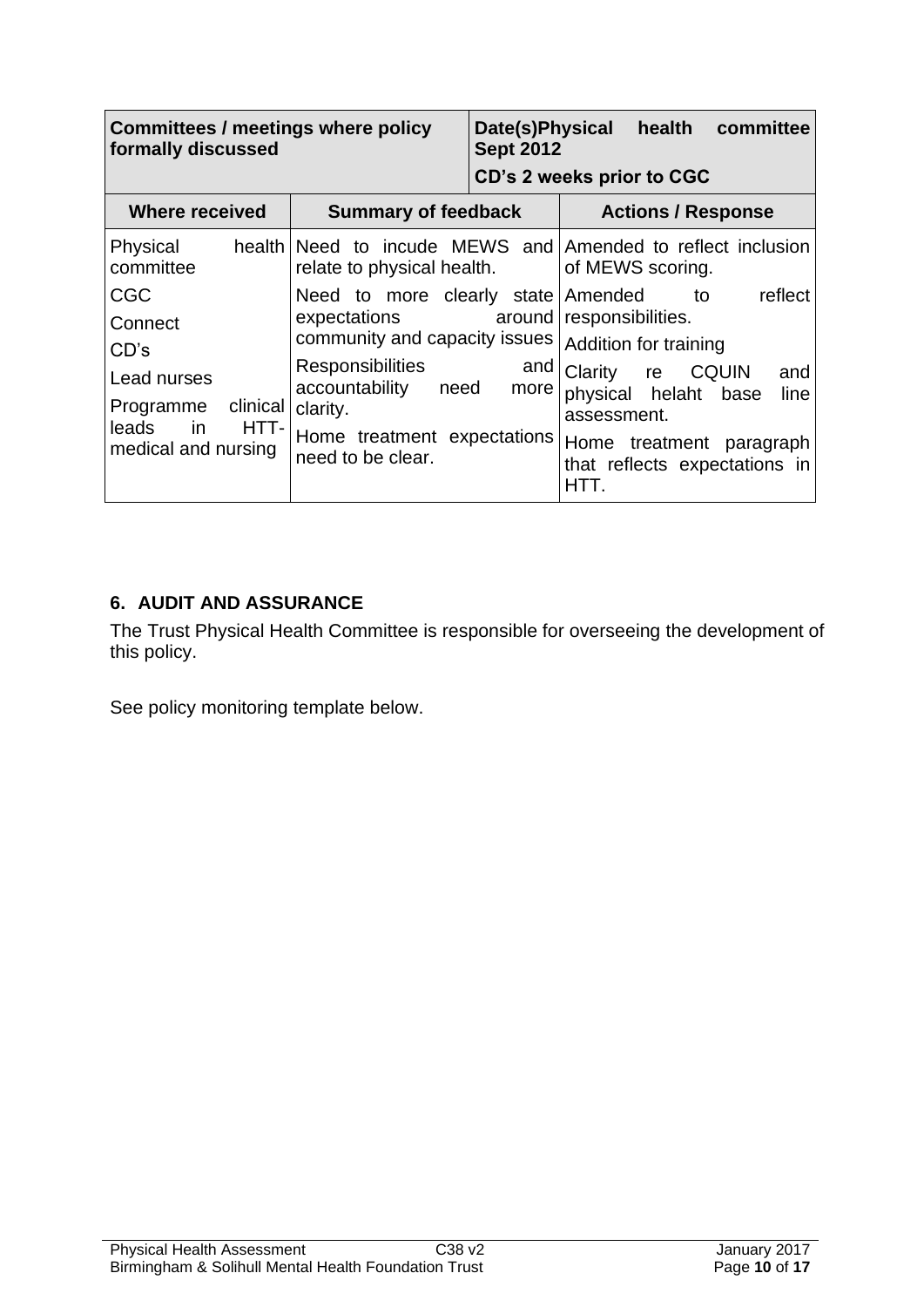| Committees / meetings where policy formally discussed | | Date(s)Physical health committee Sept 2012<br>CD's 2 weeks prior to CGC |
|---|---|---|
| **Where received** | **Summary of feedback** | **Actions / Response** |
| Physical health committee<br>CGC<br>Connect<br>CD's<br>Lead nurses<br>Programme clinical leads in HTT- medical and nursing | Need to incude MEWS and relate to physical health.<br>Need to more clearly state expectations around community and capacity issues<br>Responsibilities and accountability need more clarity.<br>Home treatment expectations need to be clear. | Amended to reflect inclusion of MEWS scoring.<br>Amended to reflect responsibilities.<br>Addition for training<br>Clarity re CQUIN and physical helaht base line assessment.<br>Home treatment paragraph that reflects expectations in HTT. |

## 6. AUDIT AND ASSURANCE

The Trust Physical Health Committee is responsible for overseeing the development of this policy.

See policy monitoring template below.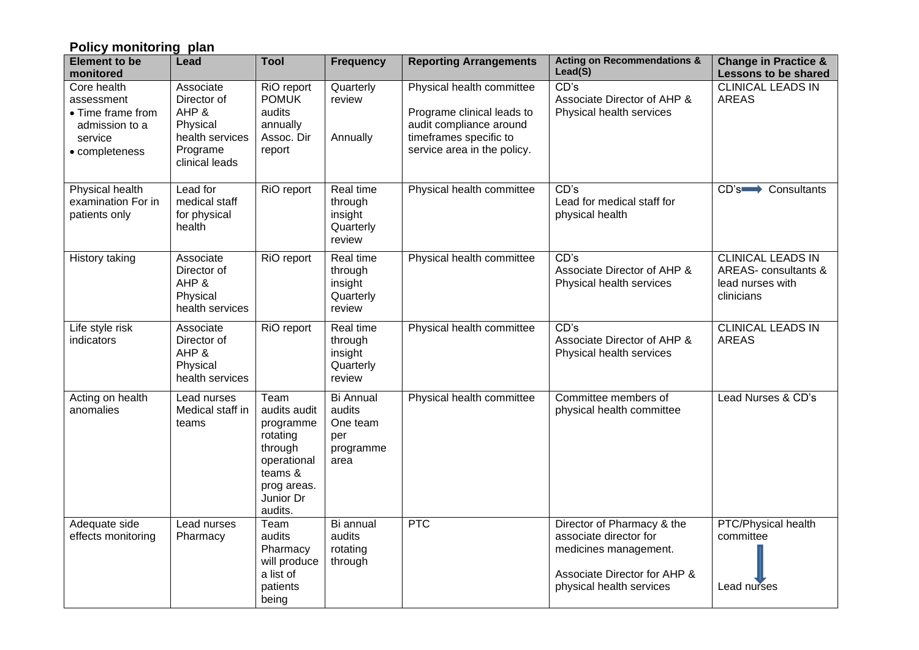## Policy monitoring plan

| Element to be monitored | Lead | Tool | Frequency | Reporting Arrangements | Acting on Recommendations & Lead(S) | Change in Practice & Lessons to be shared |
|---|---|---|---|---|---|---|
| Core health assessment<br>• Time frame from admission to a service<br>• completeness | Associate Director of AHP & Physical health services Programe clinical leads | RiO report POMUK audits annually Assoc. Dir report | Quarterly review<br><br>Annually | Physical health committee<br><br>Programe clinical leads to audit compliance around timeframes specific to service area in the policy. | CD's<br>Associate Director of AHP & Physical health services | CLINICAL LEADS IN AREAS |
| Physical health examination For in patients only | Lead for medical staff for physical health | RiO report | Real time through insight Quarterly review | Physical health committee | CD's<br>Lead for medical staff for physical health | CD's → Consultants |
| History taking | Associate Director of AHP & Physical health services | RiO report | Real time through insight Quarterly review | Physical health committee | CD's<br>Associate Director of AHP & Physical health services | CLINICAL LEADS IN AREAS- consultants & lead nurses with clinicians |
| Life style risk indicators | Associate Director of AHP & Physical health services | RiO report | Real time through insight Quarterly review | Physical health committee | CD's<br>Associate Director of AHP & Physical health services | CLINICAL LEADS IN AREAS |
| Acting on health anomalies | Lead nurses Medical staff in teams | Team audits audit programme rotating through operational teams & prog areas. Junior Dr audits. | Bi Annual audits One team per programme area | Physical health committee | Committee members of physical health committee | Lead Nurses & CD's |
| Adequate side effects monitoring | Lead nurses Pharmacy | Team audits Pharmacy will produce a list of patients being | Bi annual audits rotating through | PTC | Director of Pharmacy & the associate director for medicines management.<br><br>Associate Director for AHP & physical health services | PTC/Physical health committee<br>↓<br>Lead nurses |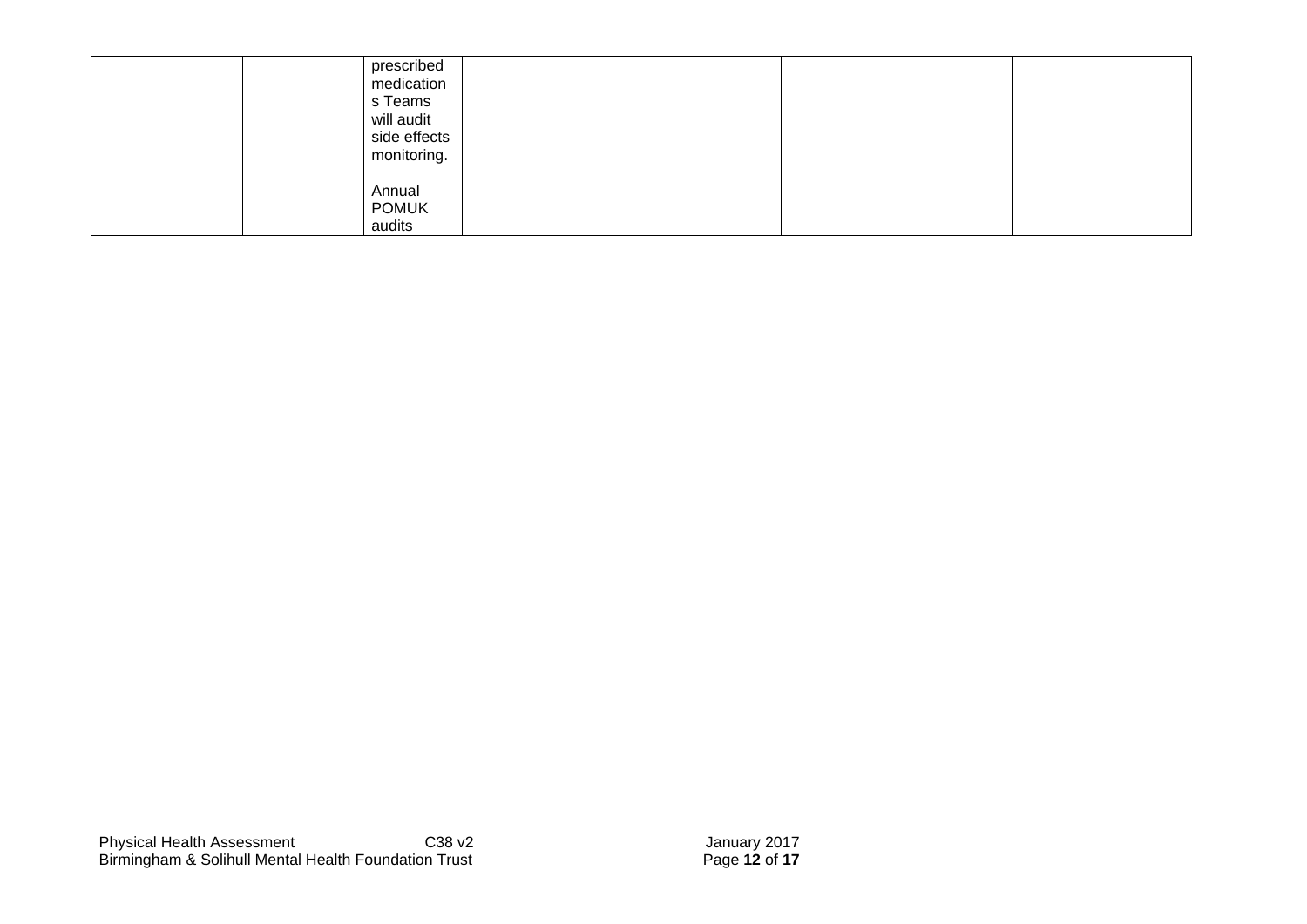|  |  | prescribed medications Teams will audit side effects monitoring.<br><br>Annual POMUK audits |  |  |  |  |
|---|---|---|---|---|---|---|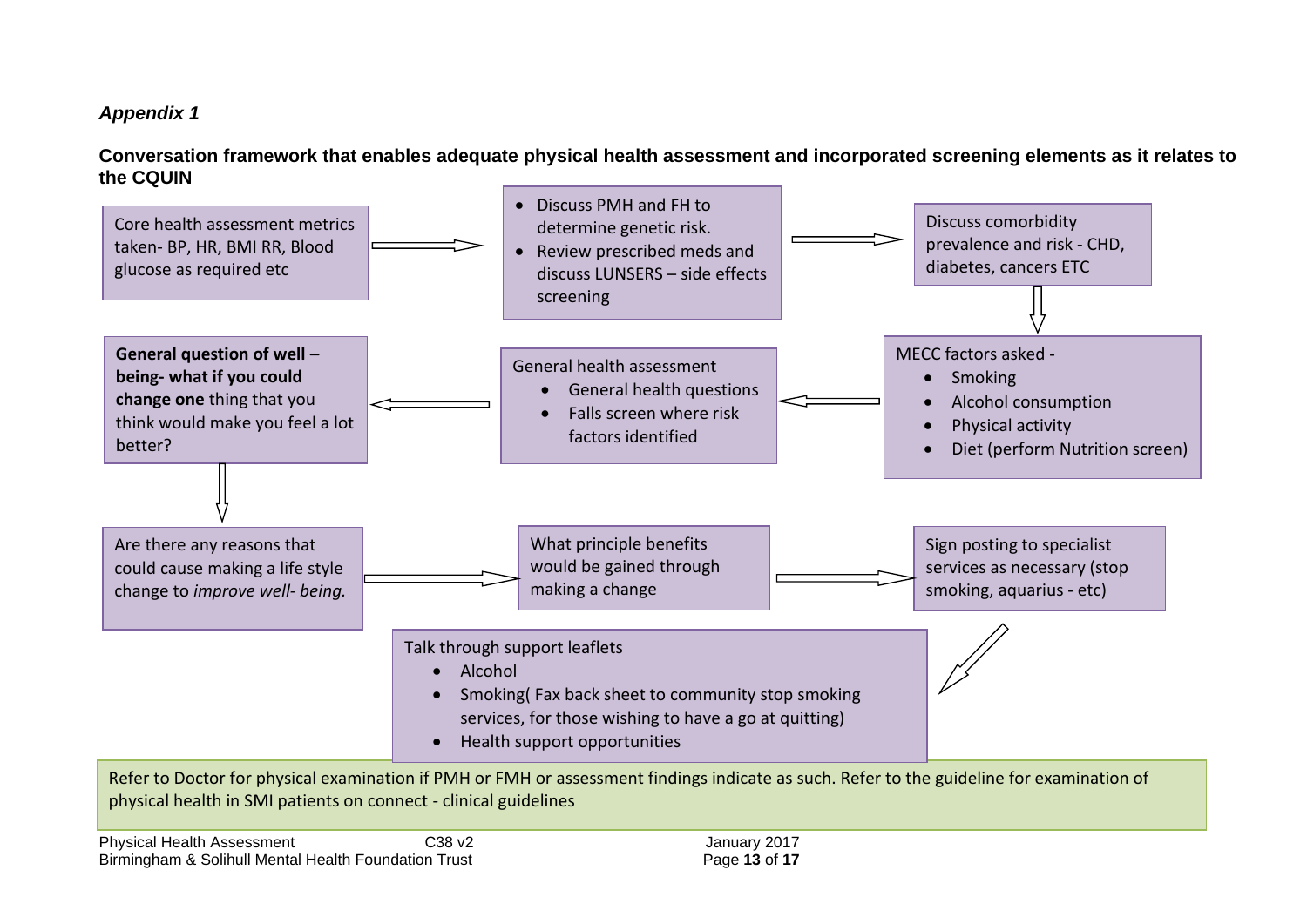*Appendix 1*

**Conversation framework that enables adequate physical health assessment and incorporated screening elements as it relates to the CQUIN**

Core health assessment metrics taken- BP, HR, BMI RR, Blood glucose as required etc

→

- Discuss PMH and FH to determine genetic risk.
- Review prescribed meds and discuss LUNSERS – side effects screening

→

Discuss comorbidity prevalence and risk - CHD, diabetes, cancers ETC

↓

MECC factors asked -

- Smoking
- Alcohol consumption
- Physical activity
- Diet (perform Nutrition screen)

←

General health assessment

- General health questions
- Falls screen where risk factors identified

←

**General question of well – being- what if you could change one** thing that you think would make you feel a lot better?

↓

Are there any reasons that could cause making a life style change to *improve well- being.*

→

What principle benefits would be gained through making a change

→

Sign posting to specialist services as necessary (stop smoking, aquarius - etc)

↙

Talk through support leaflets

- Alcohol
- Smoking( Fax back sheet to community stop smoking services, for those wishing to have a go at quitting)
- Health support opportunities

Refer to Doctor for physical examination if PMH or FMH or assessment findings indicate as such. Refer to the guideline for examination of physical health in SMI patients on connect - clinical guidelines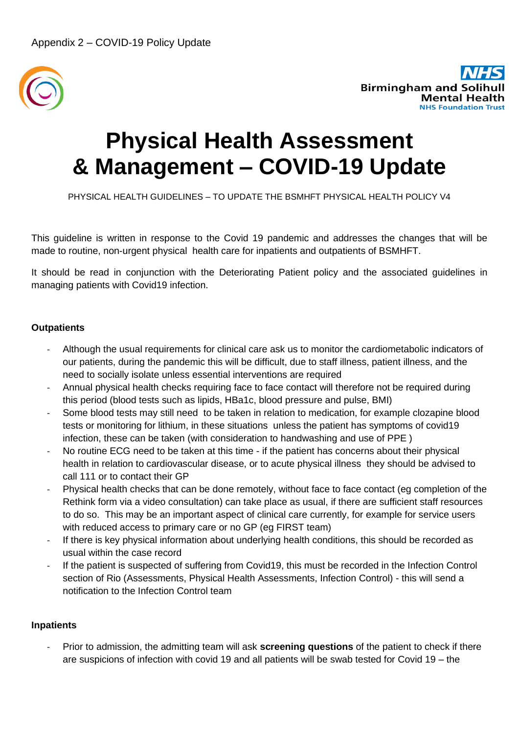Appendix 2 – COVID-19 Policy Update

Birmingham and Solihull Mental Health NHS Foundation Trust

# Physical Health Assessment & Management – COVID-19 Update

PHYSICAL HEALTH GUIDELINES – TO UPDATE THE BSMHFT PHYSICAL HEALTH POLICY V4

This guideline is written in response to the Covid 19 pandemic and addresses the changes that will be made to routine, non-urgent physical health care for inpatients and outpatients of BSMHFT.

It should be read in conjunction with the Deteriorating Patient policy and the associated guidelines in managing patients with Covid19 infection.

**Outpatients**

- Although the usual requirements for clinical care ask us to monitor the cardiometabolic indicators of our patients, during the pandemic this will be difficult, due to staff illness, patient illness, and the need to socially isolate unless essential interventions are required
- Annual physical health checks requiring face to face contact will therefore not be required during this period (blood tests such as lipids, HBa1c, blood pressure and pulse, BMI)
- Some blood tests may still need to be taken in relation to medication, for example clozapine blood tests or monitoring for lithium, in these situations unless the patient has symptoms of covid19 infection, these can be taken (with consideration to handwashing and use of PPE )
- No routine ECG need to be taken at this time - if the patient has concerns about their physical health in relation to cardiovascular disease, or to acute physical illness they should be advised to call 111 or to contact their GP
- Physical health checks that can be done remotely, without face to face contact (eg completion of the Rethink form via a video consultation) can take place as usual, if there are sufficient staff resources to do so. This may be an important aspect of clinical care currently, for example for service users with reduced access to primary care or no GP (eg FIRST team)
- If there is key physical information about underlying health conditions, this should be recorded as usual within the case record
- If the patient is suspected of suffering from Covid19, this must be recorded in the Infection Control section of Rio (Assessments, Physical Health Assessments, Infection Control) - this will send a notification to the Infection Control team

**Inpatients**

- Prior to admission, the admitting team will ask **screening questions** of the patient to check if there are suspicions of infection with covid 19 and all patients will be swab tested for Covid 19 – the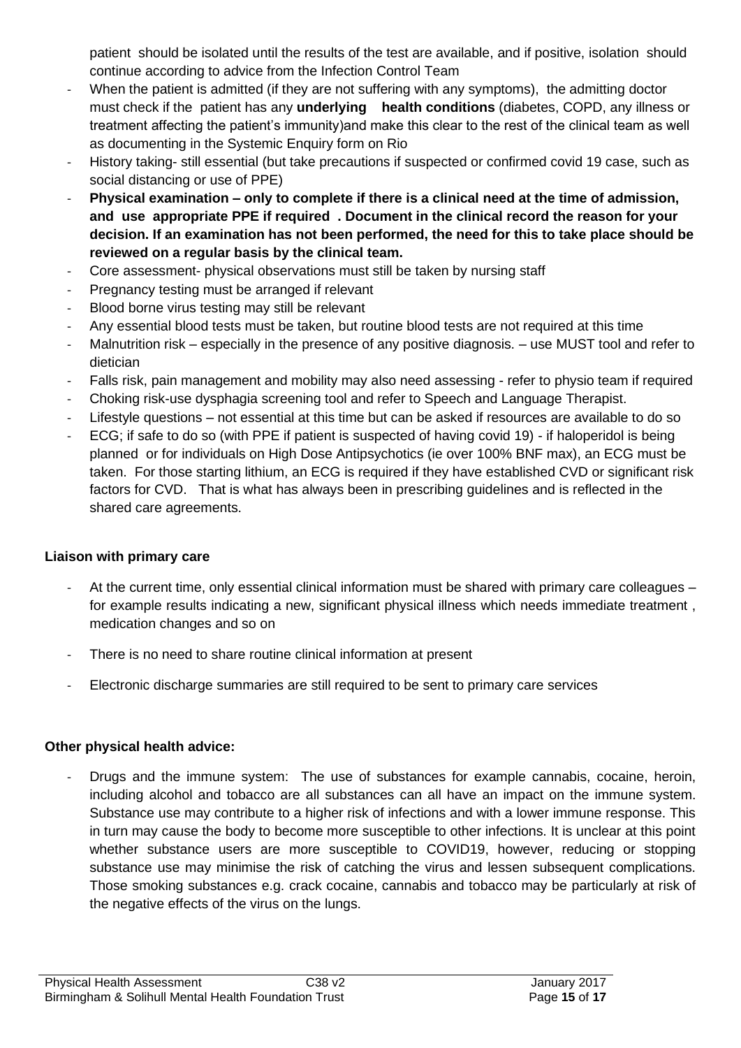patient should be isolated until the results of the test are available, and if positive, isolation should continue according to advice from the Infection Control Team

- When the patient is admitted (if they are not suffering with any symptoms), the admitting doctor must check if the patient has any **underlying health conditions** (diabetes, COPD, any illness or treatment affecting the patient's immunity)and make this clear to the rest of the clinical team as well as documenting in the Systemic Enquiry form on Rio
- History taking- still essential (but take precautions if suspected or confirmed covid 19 case, such as social distancing or use of PPE)
- **Physical examination – only to complete if there is a clinical need at the time of admission, and use appropriate PPE if required . Document in the clinical record the reason for your decision. If an examination has not been performed, the need for this to take place should be reviewed on a regular basis by the clinical team.**
- Core assessment- physical observations must still be taken by nursing staff
- Pregnancy testing must be arranged if relevant
- Blood borne virus testing may still be relevant
- Any essential blood tests must be taken, but routine blood tests are not required at this time
- Malnutrition risk – especially in the presence of any positive diagnosis. – use MUST tool and refer to dietician
- Falls risk, pain management and mobility may also need assessing - refer to physio team if required
- Choking risk-use dysphagia screening tool and refer to Speech and Language Therapist.
- Lifestyle questions – not essential at this time but can be asked if resources are available to do so
- ECG; if safe to do so (with PPE if patient is suspected of having covid 19) - if haloperidol is being planned or for individuals on High Dose Antipsychotics (ie over 100% BNF max), an ECG must be taken. For those starting lithium, an ECG is required if they have established CVD or significant risk factors for CVD. That is what has always been in prescribing guidelines and is reflected in the shared care agreements.

**Liaison with primary care**

- At the current time, only essential clinical information must be shared with primary care colleagues – for example results indicating a new, significant physical illness which needs immediate treatment , medication changes and so on
- There is no need to share routine clinical information at present
- Electronic discharge summaries are still required to be sent to primary care services

**Other physical health advice:**

- Drugs and the immune system: The use of substances for example cannabis, cocaine, heroin, including alcohol and tobacco are all substances can all have an impact on the immune system. Substance use may contribute to a higher risk of infections and with a lower immune response. This in turn may cause the body to become more susceptible to other infections. It is unclear at this point whether substance users are more susceptible to COVID19, however, reducing or stopping substance use may minimise the risk of catching the virus and lessen subsequent complications. Those smoking substances e.g. crack cocaine, cannabis and tobacco may be particularly at risk of the negative effects of the virus on the lungs.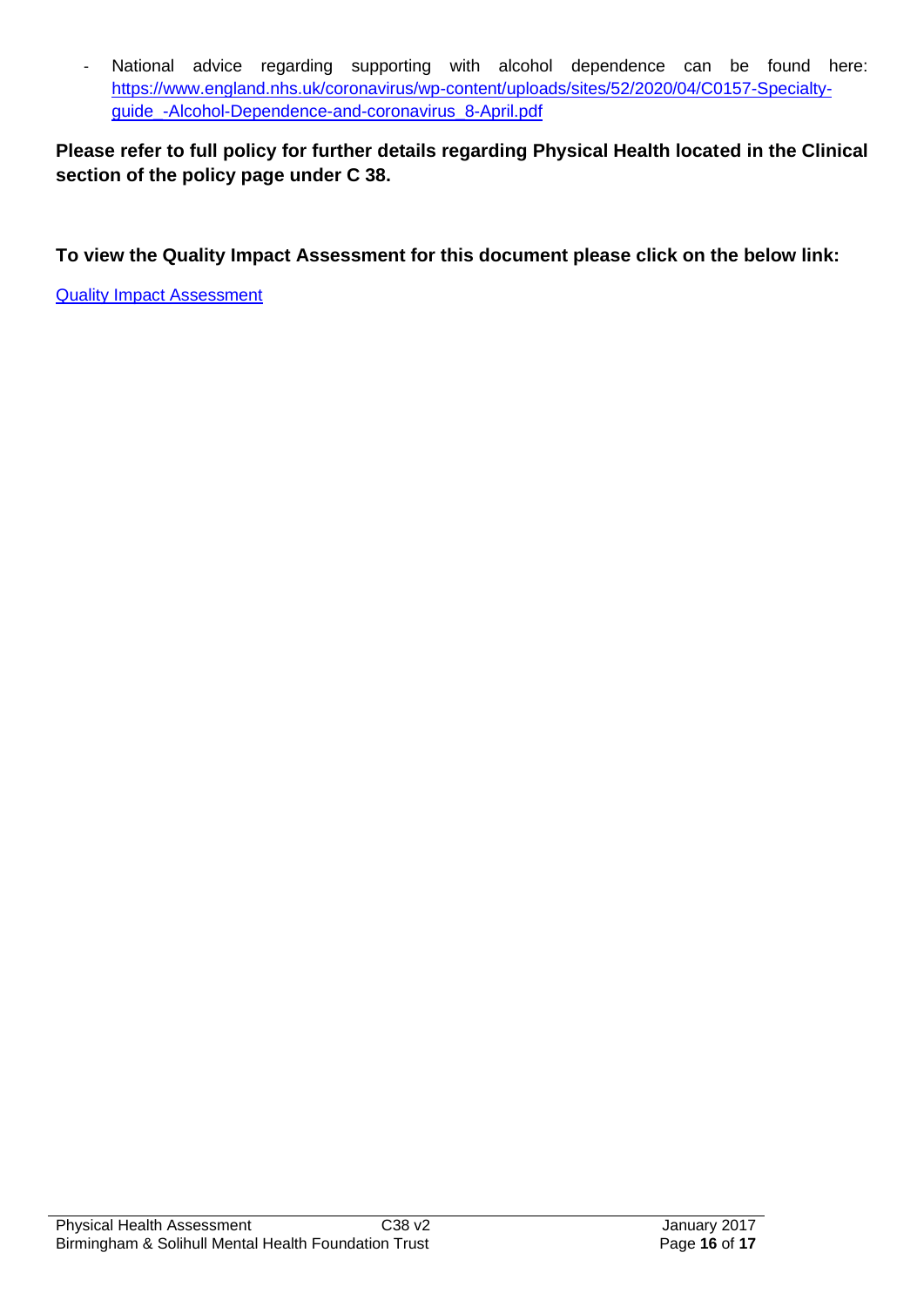- National advice regarding supporting with alcohol dependence can be found here: https://www.england.nhs.uk/coronavirus/wp-content/uploads/sites/52/2020/04/C0157-Specialty-guide_-Alcohol-Dependence-and-coronavirus_8-April.pdf

**Please refer to full policy for further details regarding Physical Health located in the Clinical section of the policy page under C 38.**

**To view the Quality Impact Assessment for this document please click on the below link:**

Quality Impact Assessment